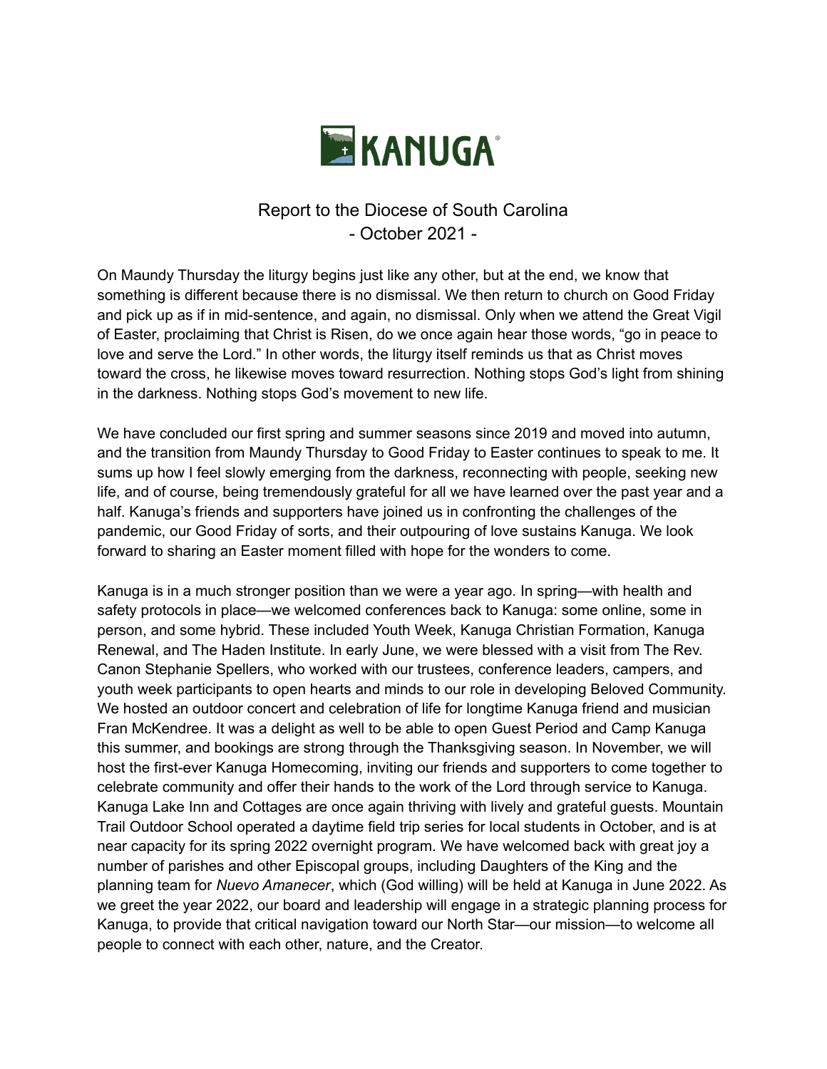KANUGA®

## Report to the Diocese of South Carolina
## - October 2021 -

On Maundy Thursday the liturgy begins just like any other, but at the end, we know that something is different because there is no dismissal. We then return to church on Good Friday and pick up as if in mid-sentence, and again, no dismissal. Only when we attend the Great Vigil of Easter, proclaiming that Christ is Risen, do we once again hear those words, "go in peace to love and serve the Lord." In other words, the liturgy itself reminds us that as Christ moves toward the cross, he likewise moves toward resurrection. Nothing stops God's light from shining in the darkness. Nothing stops God's movement to new life.

We have concluded our first spring and summer seasons since 2019 and moved into autumn, and the transition from Maundy Thursday to Good Friday to Easter continues to speak to me. It sums up how I feel slowly emerging from the darkness, reconnecting with people, seeking new life, and of course, being tremendously grateful for all we have learned over the past year and a half. Kanuga's friends and supporters have joined us in confronting the challenges of the pandemic, our Good Friday of sorts, and their outpouring of love sustains Kanuga. We look forward to sharing an Easter moment filled with hope for the wonders to come.

Kanuga is in a much stronger position than we were a year ago. In spring—with health and safety protocols in place—we welcomed conferences back to Kanuga: some online, some in person, and some hybrid. These included Youth Week, Kanuga Christian Formation, Kanuga Renewal, and The Haden Institute. In early June, we were blessed with a visit from The Rev. Canon Stephanie Spellers, who worked with our trustees, conference leaders, campers, and youth week participants to open hearts and minds to our role in developing Beloved Community. We hosted an outdoor concert and celebration of life for longtime Kanuga friend and musician Fran McKendree. It was a delight as well to be able to open Guest Period and Camp Kanuga this summer, and bookings are strong through the Thanksgiving season. In November, we will host the first-ever Kanuga Homecoming, inviting our friends and supporters to come together to celebrate community and offer their hands to the work of the Lord through service to Kanuga. Kanuga Lake Inn and Cottages are once again thriving with lively and grateful guests. Mountain Trail Outdoor School operated a daytime field trip series for local students in October, and is at near capacity for its spring 2022 overnight program. We have welcomed back with great joy a number of parishes and other Episcopal groups, including Daughters of the King and the planning team for *Nuevo Amanecer*, which (God willing) will be held at Kanuga in June 2022. As we greet the year 2022, our board and leadership will engage in a strategic planning process for Kanuga, to provide that critical navigation toward our North Star—our mission—to welcome all people to connect with each other, nature, and the Creator.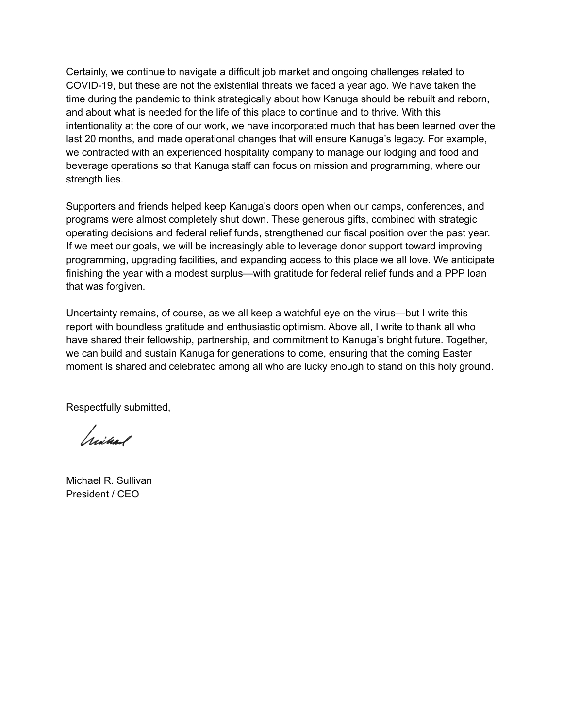Certainly, we continue to navigate a difficult job market and ongoing challenges related to COVID-19, but these are not the existential threats we faced a year ago. We have taken the time during the pandemic to think strategically about how Kanuga should be rebuilt and reborn, and about what is needed for the life of this place to continue and to thrive. With this intentionality at the core of our work, we have incorporated much that has been learned over the last 20 months, and made operational changes that will ensure Kanuga's legacy. For example, we contracted with an experienced hospitality company to manage our lodging and food and beverage operations so that Kanuga staff can focus on mission and programming, where our strength lies.

Supporters and friends helped keep Kanuga's doors open when our camps, conferences, and programs were almost completely shut down. These generous gifts, combined with strategic operating decisions and federal relief funds, strengthened our fiscal position over the past year. If we meet our goals, we will be increasingly able to leverage donor support toward improving programming, upgrading facilities, and expanding access to this place we all love. We anticipate finishing the year with a modest surplus—with gratitude for federal relief funds and a PPP loan that was forgiven.

Uncertainty remains, of course, as we all keep a watchful eye on the virus—but I write this report with boundless gratitude and enthusiastic optimism. Above all, I write to thank all who have shared their fellowship, partnership, and commitment to Kanuga's bright future. Together, we can build and sustain Kanuga for generations to come, ensuring that the coming Easter moment is shared and celebrated among all who are lucky enough to stand on this holy ground.

Respectfully submitted,

Michael

Michael R. Sullivan
President / CEO